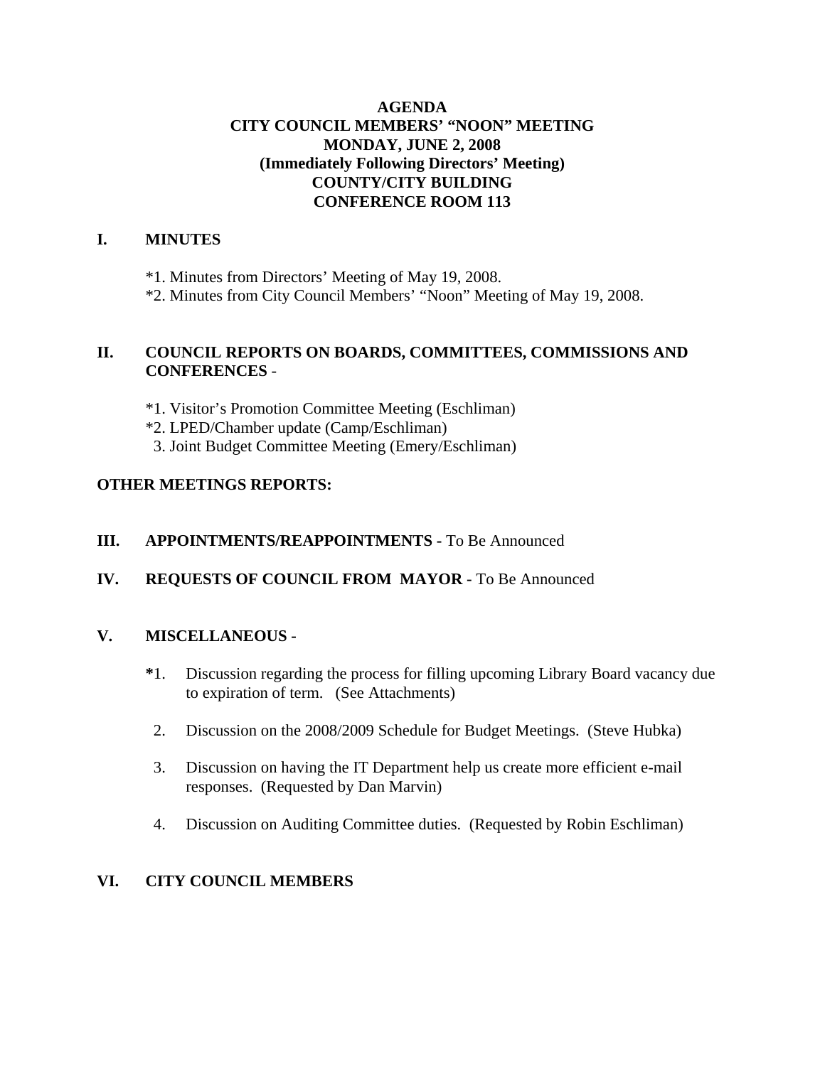# AGENDA
# CITY COUNCIL MEMBERS' "NOON" MEETING
# MONDAY, JUNE 2, 2008
# (Immediately Following Directors' Meeting)
# COUNTY/CITY BUILDING
# CONFERENCE ROOM 113

## I. MINUTES

*1. Minutes from Directors' Meeting of May 19, 2008.
*2. Minutes from City Council Members' "Noon" Meeting of May 19, 2008.

## II. COUNCIL REPORTS ON BOARDS, COMMITTEES, COMMISSIONS AND CONFERENCES -

*1. Visitor's Promotion Committee Meeting (Eschliman)
*2. LPED/Chamber update (Camp/Eschliman)
3. Joint Budget Committee Meeting (Emery/Eschliman)

## OTHER MEETINGS REPORTS:

## III. APPOINTMENTS/REAPPOINTMENTS - To Be Announced

## IV. REQUESTS OF COUNCIL FROM MAYOR - To Be Announced

## V. MISCELLANEOUS -

*1. Discussion regarding the process for filling upcoming Library Board vacancy due to expiration of term. (See Attachments)

2. Discussion on the 2008/2009 Schedule for Budget Meetings. (Steve Hubka)

3. Discussion on having the IT Department help us create more efficient e-mail responses. (Requested by Dan Marvin)

4. Discussion on Auditing Committee duties. (Requested by Robin Eschliman)

## VI. CITY COUNCIL MEMBERS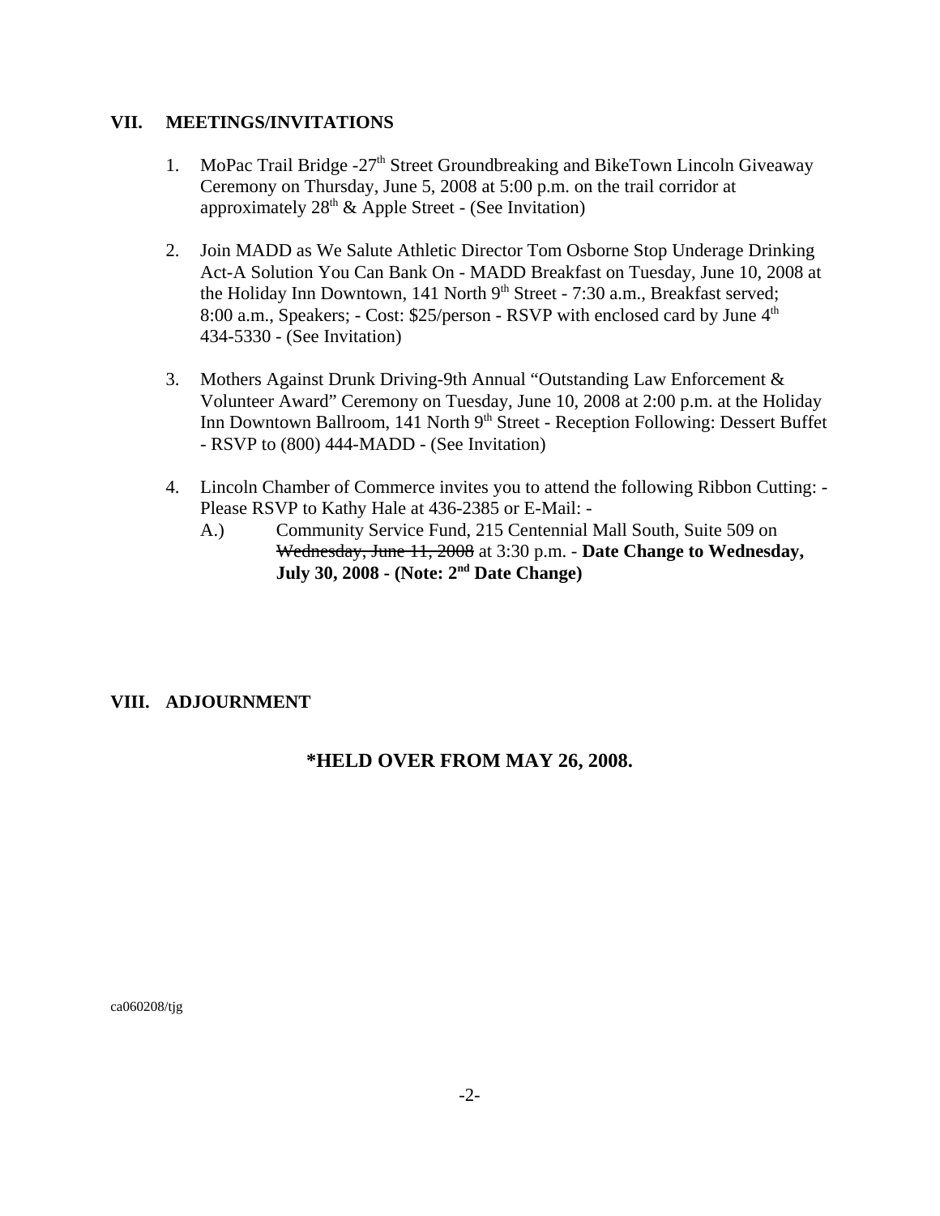## VII. MEETINGS/INVITATIONS

1. MoPac Trail Bridge -27th Street Groundbreaking and BikeTown Lincoln Giveaway Ceremony on Thursday, June 5, 2008 at 5:00 p.m. on the trail corridor at approximately 28th & Apple Street - (See Invitation)

2. Join MADD as We Salute Athletic Director Tom Osborne Stop Underage Drinking Act-A Solution You Can Bank On - MADD Breakfast on Tuesday, June 10, 2008 at the Holiday Inn Downtown, 141 North 9th Street - 7:30 a.m., Breakfast served; 8:00 a.m., Speakers; - Cost: $25/person - RSVP with enclosed card by June 4th 434-5330 - (See Invitation)

3. Mothers Against Drunk Driving-9th Annual "Outstanding Law Enforcement & Volunteer Award" Ceremony on Tuesday, June 10, 2008 at 2:00 p.m. at the Holiday Inn Downtown Ballroom, 141 North 9th Street - Reception Following: Dessert Buffet - RSVP to (800) 444-MADD - (See Invitation)

4. Lincoln Chamber of Commerce invites you to attend the following Ribbon Cutting: - Please RSVP to Kathy Hale at 436-2385 or E-Mail: -
   A.) Community Service Fund, 215 Centennial Mall South, Suite 509 on ~~Wednesday, June 11, 2008~~ at 3:30 p.m. - **Date Change to Wednesday, July 30, 2008 - (Note: 2nd Date Change)**

## VIII. ADJOURNMENT

**\*HELD OVER FROM MAY 26, 2008.**

ca060208/tjg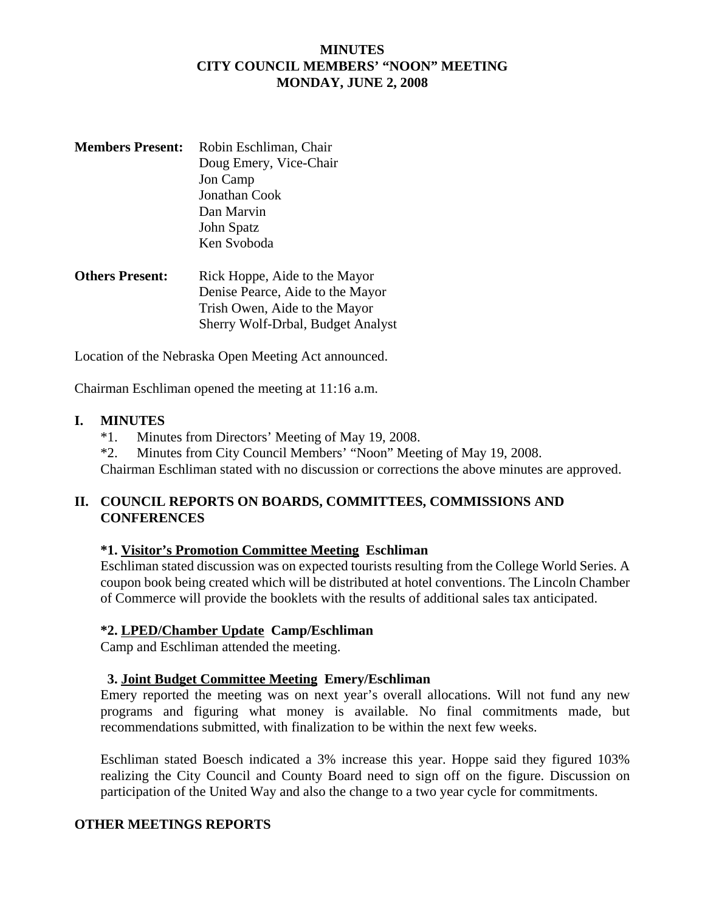**MINUTES**
**CITY COUNCIL MEMBERS' "NOON" MEETING**
**MONDAY, JUNE 2, 2008**

**Members Present:** Robin Eschliman, Chair
Doug Emery, Vice-Chair
Jon Camp
Jonathan Cook
Dan Marvin
John Spatz
Ken Svoboda

**Others Present:** Rick Hoppe, Aide to the Mayor
Denise Pearce, Aide to the Mayor
Trish Owen, Aide to the Mayor
Sherry Wolf-Drbal, Budget Analyst

Location of the Nebraska Open Meeting Act announced.

Chairman Eschliman opened the meeting at 11:16 a.m.

## I. MINUTES

*1. Minutes from Directors' Meeting of May 19, 2008.
*2. Minutes from City Council Members' "Noon" Meeting of May 19, 2008.
Chairman Eschliman stated with no discussion or corrections the above minutes are approved.

## II. COUNCIL REPORTS ON BOARDS, COMMITTEES, COMMISSIONS AND CONFERENCES

### *1. Visitor's Promotion Committee Meeting Eschliman

Eschliman stated discussion was on expected tourists resulting from the College World Series. A coupon book being created which will be distributed at hotel conventions. The Lincoln Chamber of Commerce will provide the booklets with the results of additional sales tax anticipated.

### *2. LPED/Chamber Update Camp/Eschliman

Camp and Eschliman attended the meeting.

### 3. Joint Budget Committee Meeting Emery/Eschliman

Emery reported the meeting was on next year's overall allocations. Will not fund any new programs and figuring what money is available. No final commitments made, but recommendations submitted, with finalization to be within the next few weeks.

Eschliman stated Boesch indicated a 3% increase this year. Hoppe said they figured 103% realizing the City Council and County Board need to sign off on the figure. Discussion on participation of the United Way and also the change to a two year cycle for commitments.

## OTHER MEETINGS REPORTS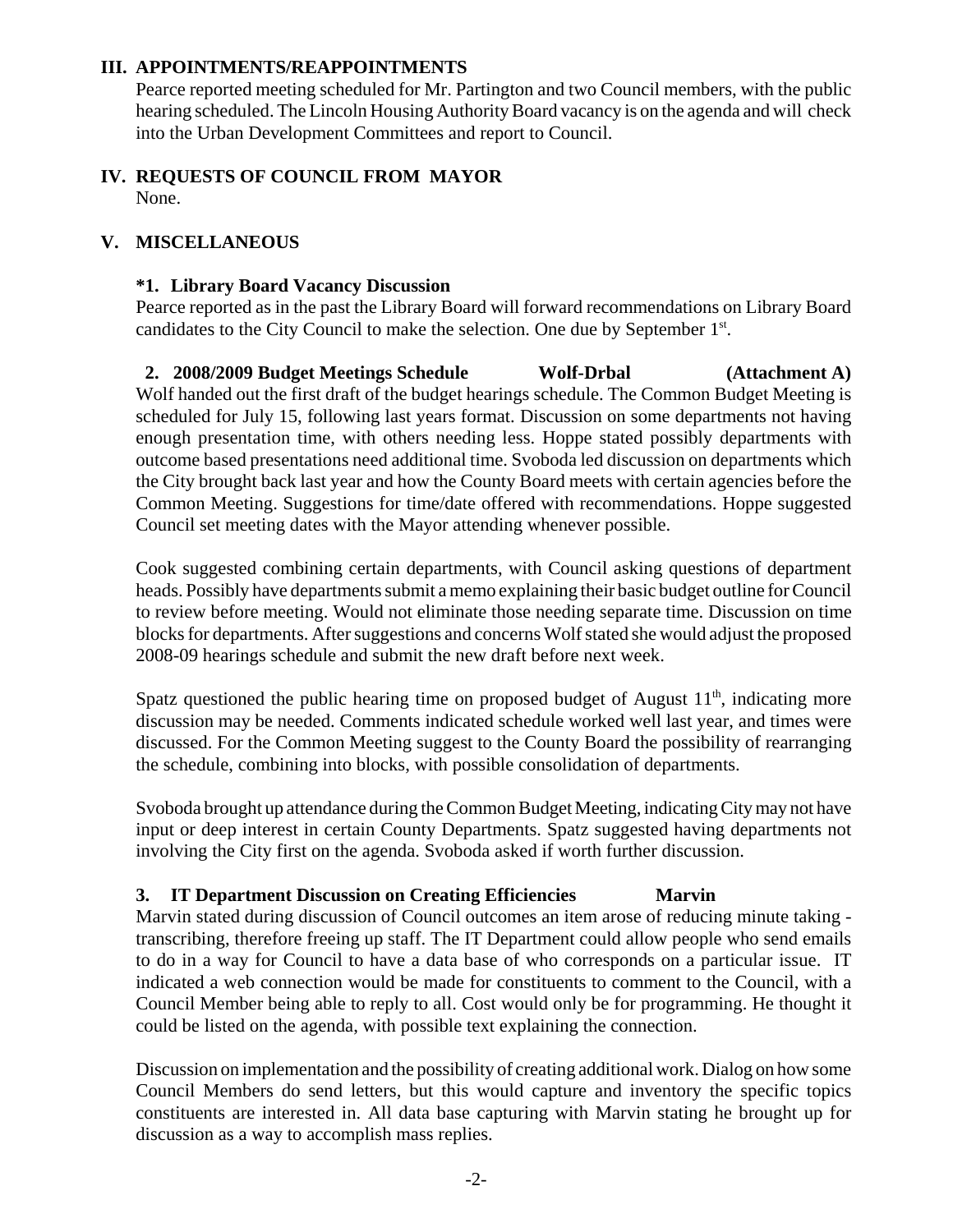## III. APPOINTMENTS/REAPPOINTMENTS

Pearce reported meeting scheduled for Mr. Partington and two Council members, with the public hearing scheduled. The Lincoln Housing Authority Board vacancy is on the agenda and will check into the Urban Development Committees and report to Council.

## IV. REQUESTS OF COUNCIL FROM MAYOR

None.

## V. MISCELLANEOUS

### *1. Library Board Vacancy Discussion

Pearce reported as in the past the Library Board will forward recommendations on Library Board candidates to the City Council to make the selection. One due by September 1st.

### 2. 2008/2009 Budget Meetings Schedule Wolf-Drbal (Attachment A)

Wolf handed out the first draft of the budget hearings schedule. The Common Budget Meeting is scheduled for July 15, following last years format. Discussion on some departments not having enough presentation time, with others needing less. Hoppe stated possibly departments with outcome based presentations need additional time. Svoboda led discussion on departments which the City brought back last year and how the County Board meets with certain agencies before the Common Meeting. Suggestions for time/date offered with recommendations. Hoppe suggested Council set meeting dates with the Mayor attending whenever possible.

Cook suggested combining certain departments, with Council asking questions of department heads. Possibly have departments submit a memo explaining their basic budget outline for Council to review before meeting. Would not eliminate those needing separate time. Discussion on time blocks for departments. After suggestions and concerns Wolf stated she would adjust the proposed 2008-09 hearings schedule and submit the new draft before next week.

Spatz questioned the public hearing time on proposed budget of August 11th, indicating more discussion may be needed. Comments indicated schedule worked well last year, and times were discussed. For the Common Meeting suggest to the County Board the possibility of rearranging the schedule, combining into blocks, with possible consolidation of departments.

Svoboda brought up attendance during the Common Budget Meeting, indicating City may not have input or deep interest in certain County Departments. Spatz suggested having departments not involving the City first on the agenda. Svoboda asked if worth further discussion.

### 3. IT Department Discussion on Creating Efficiencies Marvin

Marvin stated during discussion of Council outcomes an item arose of reducing minute taking - transcribing, therefore freeing up staff. The IT Department could allow people who send emails to do in a way for Council to have a data base of who corresponds on a particular issue. IT indicated a web connection would be made for constituents to comment to the Council, with a Council Member being able to reply to all. Cost would only be for programming. He thought it could be listed on the agenda, with possible text explaining the connection.

Discussion on implementation and the possibility of creating additional work. Dialog on how some Council Members do send letters, but this would capture and inventory the specific topics constituents are interested in. All data base capturing with Marvin stating he brought up for discussion as a way to accomplish mass replies.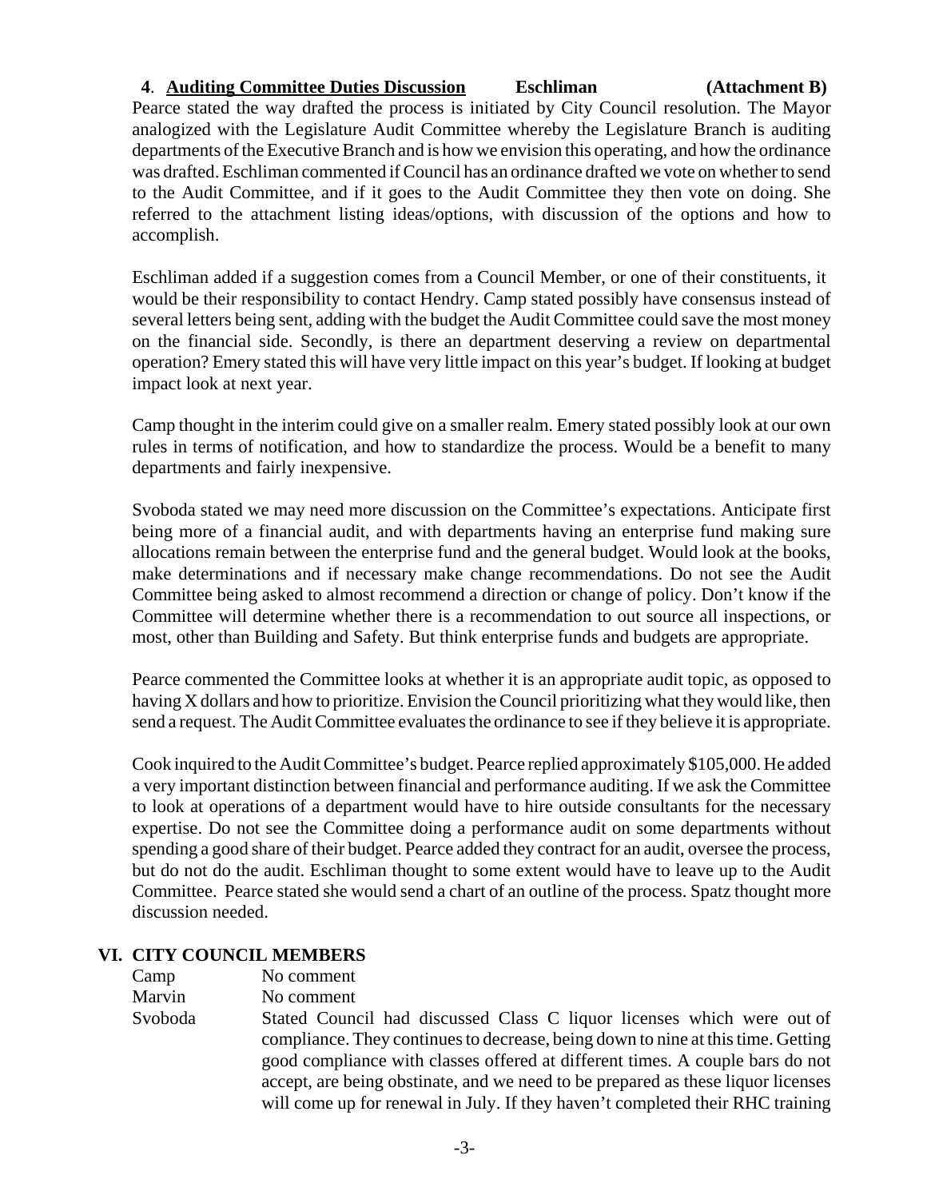**4**. **Auditing Committee Duties Discussion** **Eschliman** **(Attachment B)**

Pearce stated the way drafted the process is initiated by City Council resolution. The Mayor analogized with the Legislature Audit Committee whereby the Legislature Branch is auditing departments of the Executive Branch and is how we envision this operating, and how the ordinance was drafted. Eschliman commented if Council has an ordinance drafted we vote on whether to send to the Audit Committee, and if it goes to the Audit Committee they then vote on doing. She referred to the attachment listing ideas/options, with discussion of the options and how to accomplish.

Eschliman added if a suggestion comes from a Council Member, or one of their constituents, it would be their responsibility to contact Hendry. Camp stated possibly have consensus instead of several letters being sent, adding with the budget the Audit Committee could save the most money on the financial side. Secondly, is there an department deserving a review on departmental operation? Emery stated this will have very little impact on this year's budget. If looking at budget impact look at next year.

Camp thought in the interim could give on a smaller realm. Emery stated possibly look at our own rules in terms of notification, and how to standardize the process. Would be a benefit to many departments and fairly inexpensive.

Svoboda stated we may need more discussion on the Committee's expectations. Anticipate first being more of a financial audit, and with departments having an enterprise fund making sure allocations remain between the enterprise fund and the general budget. Would look at the books, make determinations and if necessary make change recommendations. Do not see the Audit Committee being asked to almost recommend a direction or change of policy. Don't know if the Committee will determine whether there is a recommendation to out source all inspections, or most, other than Building and Safety. But think enterprise funds and budgets are appropriate.

Pearce commented the Committee looks at whether it is an appropriate audit topic, as opposed to having X dollars and how to prioritize. Envision the Council prioritizing what they would like, then send a request. The Audit Committee evaluates the ordinance to see if they believe it is appropriate.

Cook inquired to the Audit Committee's budget. Pearce replied approximately $105,000. He added a very important distinction between financial and performance auditing. If we ask the Committee to look at operations of a department would have to hire outside consultants for the necessary expertise. Do not see the Committee doing a performance audit on some departments without spending a good share of their budget. Pearce added they contract for an audit, oversee the process, but do not do the audit. Eschliman thought to some extent would have to leave up to the Audit Committee. Pearce stated she would send a chart of an outline of the process. Spatz thought more discussion needed.

## VI. CITY COUNCIL MEMBERS

Camp — No comment

Marvin — No comment

Svoboda — Stated Council had discussed Class C liquor licenses which were out of compliance. They continues to decrease, being down to nine at this time. Getting good compliance with classes offered at different times. A couple bars do not accept, are being obstinate, and we need to be prepared as these liquor licenses will come up for renewal in July. If they haven't completed their RHC training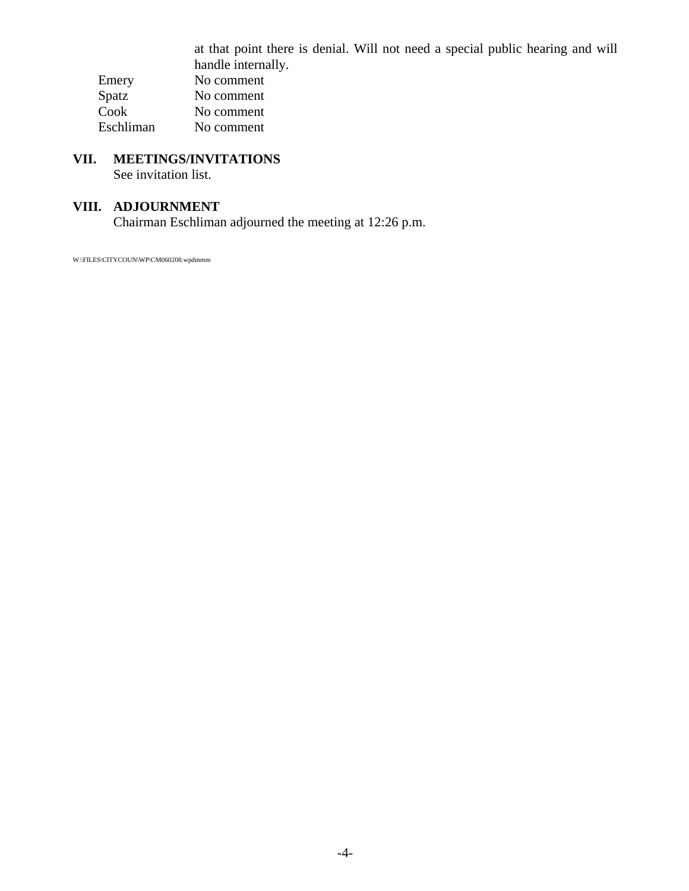at that point there is denial. Will not need a special public hearing and will handle internally.

| | |
|---|---|
| Emery | No comment |
| Spatz | No comment |
| Cook | No comment |
| Eschliman | No comment |

## VII. MEETINGS/INVITATIONS

See invitation list.

## VIII. ADJOURNMENT

Chairman Eschliman adjourned the meeting at 12:26 p.m.

W:\FILES\CITYCOUN\WP\CM060208.wpdmmm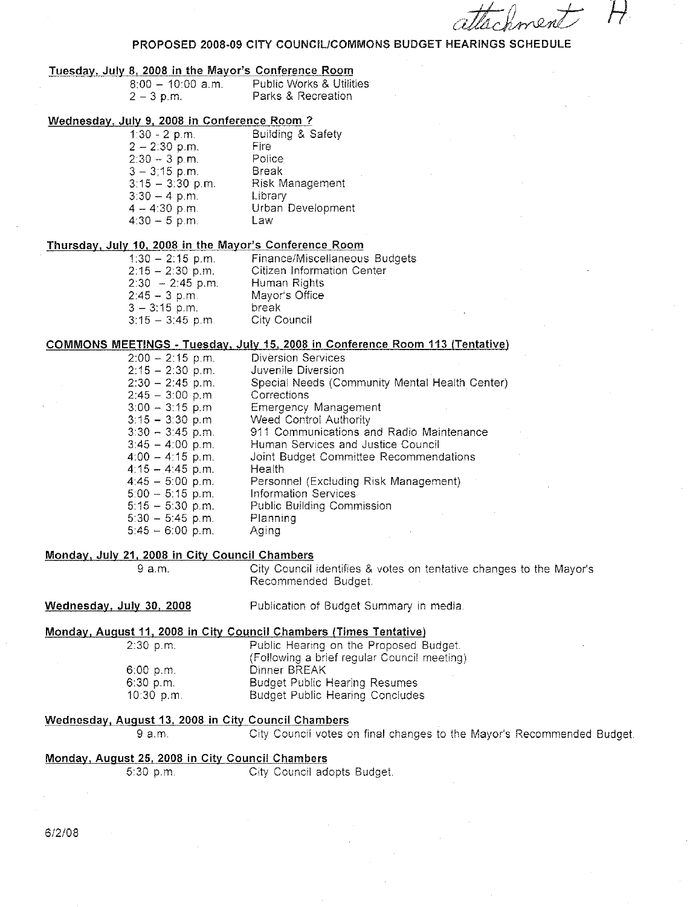*attachment A*

# PROPOSED 2008-09 CITY COUNCIL/COMMONS BUDGET HEARINGS SCHEDULE

**Tuesday, July 8, 2008 in the Mayor's Conference Room**

| Time | Item |
|---|---|
| 8:00 – 10:00 a.m. | Public Works & Utilities |
| 2 – 3 p.m. | Parks & Recreation |

**Wednesday, July 9, 2008 in Conference Room ?**

| Time | Item |
|---|---|
| 1:30 - 2 p.m. | Building & Safety |
| 2 – 2:30 p.m. | Fire |
| 2:30 – 3 p.m. | Police |
| 3 – 3:15 p.m. | Break |
| 3:15 – 3:30 p.m. | Risk Management |
| 3:30 – 4 p.m. | Library |
| 4 – 4:30 p.m. | Urban Development |
| 4:30 – 5 p.m. | Law |

**Thursday, July 10, 2008 in the Mayor's Conference Room**

| Time | Item |
|---|---|
| 1:30 – 2:15 p.m. | Finance/Miscellaneous Budgets |
| 2:15 – 2:30 p.m. | Citizen Information Center |
| 2:30 – 2:45 p.m. | Human Rights |
| 2:45 – 3 p.m. | Mayor's Office |
| 3 – 3:15 p.m. | break |
| 3:15 – 3:45 p.m. | City Council |

**COMMONS MEETINGS - Tuesday, July 15, 2008 in Conference Room 113 (Tentative)**

| Time | Item |
|---|---|
| 2:00 – 2:15 p.m. | Diversion Services |
| 2:15 – 2:30 p.m. | Juvenile Diversion |
| 2:30 – 2:45 p.m. | Special Needs (Community Mental Health Center) |
| 2:45 – 3:00 p.m. | Corrections |
| 3:00 – 3:15 p.m | Emergency Management |
| 3:15 – 3:30 p.m | Weed Control Authority |
| 3:30 – 3:45 p.m. | 911 Communications and Radio Maintenance |
| 3:45 – 4:00 p.m. | Human Services and Justice Council |
| 4:00 – 4:15 p.m. | Joint Budget Committee Recommendations |
| 4:15 – 4:45 p.m. | Health |
| 4:45 – 5:00 p.m. | Personnel (Excluding Risk Management) |
| 5:00 – 5:15 p.m. | Information Services |
| 5:15 – 5:30 p.m. | Public Building Commission |
| 5:30 – 5:45 p.m. | Planning |
| 5:45 – 6:00 p.m. | Aging |

**Monday, July 21, 2008 in City Council Chambers**

| Time | Item |
|---|---|
| 9 a.m. | City Council identifies & votes on tentative changes to the Mayor's Recommended Budget. |

**Wednesday, July 30, 2008** Publication of Budget Summary in media.

**Monday, August 11, 2008 in City Council Chambers (Times Tentative)**

| Time | Item |
|---|---|
| 2:30 p.m. | Public Hearing on the Proposed Budget. (Following a brief regular Council meeting) |
| 6:00 p.m. | Dinner BREAK |
| 6:30 p.m. | Budget Public Hearing Resumes |
| 10:30 p.m. | Budget Public Hearing Concludes |

**Wednesday, August 13, 2008 in City Council Chambers**

| Time | Item |
|---|---|
| 9 a.m. | City Council votes on final changes to the Mayor's Recommended Budget. |

**Monday, August 25, 2008 in City Council Chambers**

| Time | Item |
|---|---|
| 5:30 p.m. | City Council adopts Budget. |

6/2/08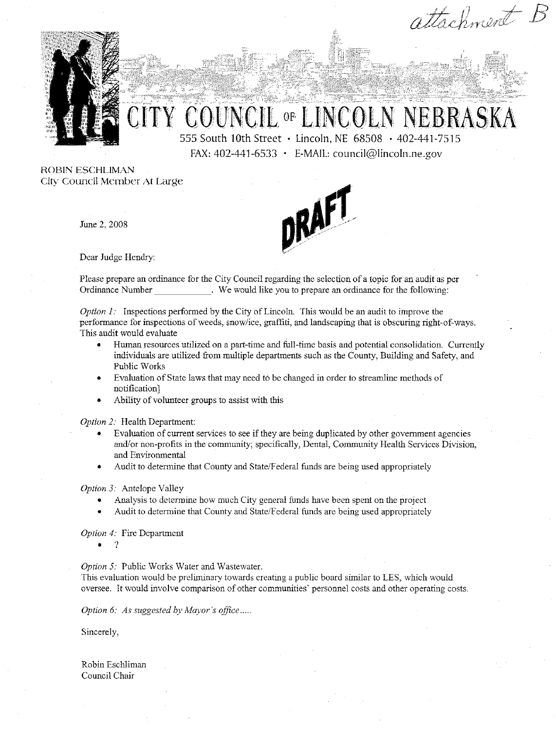attachment B

# CITY COUNCIL OF LINCOLN NEBRASKA

555 South 10th Street • Lincoln, NE 68508 • 402-441-7515

FAX: 402-441-6533 • E-MAIL: council@lincoln.ne.gov

ROBIN ESCHLIMAN
City Council Member At Large

DRAFT

June 2, 2008

Dear Judge Hendry:

Please prepare an ordinance for the City Council regarding the selection of a topic for an audit as per Ordinance Number ____________. We would like you to prepare an ordinance for the following:

*Option 1:* Inspections performed by the City of Lincoln. This would be an audit to improve the performance for inspections of weeds, snow/ice, graffiti, and landscaping that is obscuring right-of-ways. This audit would evaluate

- Human resources utilized on a part-time and full-time basis and potential consolidation. Currently individuals are utilized from multiple departments such as the County, Building and Safety, and Public Works
- Evaluation of State laws that may need to be changed in order to streamline methods of notification]
- Ability of volunteer groups to assist with this

*Option 2:* Health Department:

- Evaluation of current services to see if they are being duplicated by other government agencies and/or non-profits in the community; specifically, Dental, Community Health Services Division, and Environmental
- Audit to determine that County and State/Federal funds are being used appropriately

*Option 3:* Antelope Valley

- Analysis to determine how much City general funds have been spent on the project
- Audit to determine that County and State/Federal funds are being used appropriately

*Option 4:* Fire Department

- ?

*Option 5:* Public Works Water and Wastewater.
This evaluation would be preliminary towards creating a public board similar to LES, which would oversee. It would involve comparison of other communities' personnel costs and other operating costs.

*Option 6: As suggested by Mayor's office.....*

Sincerely,

Robin Eschliman
Council Chair